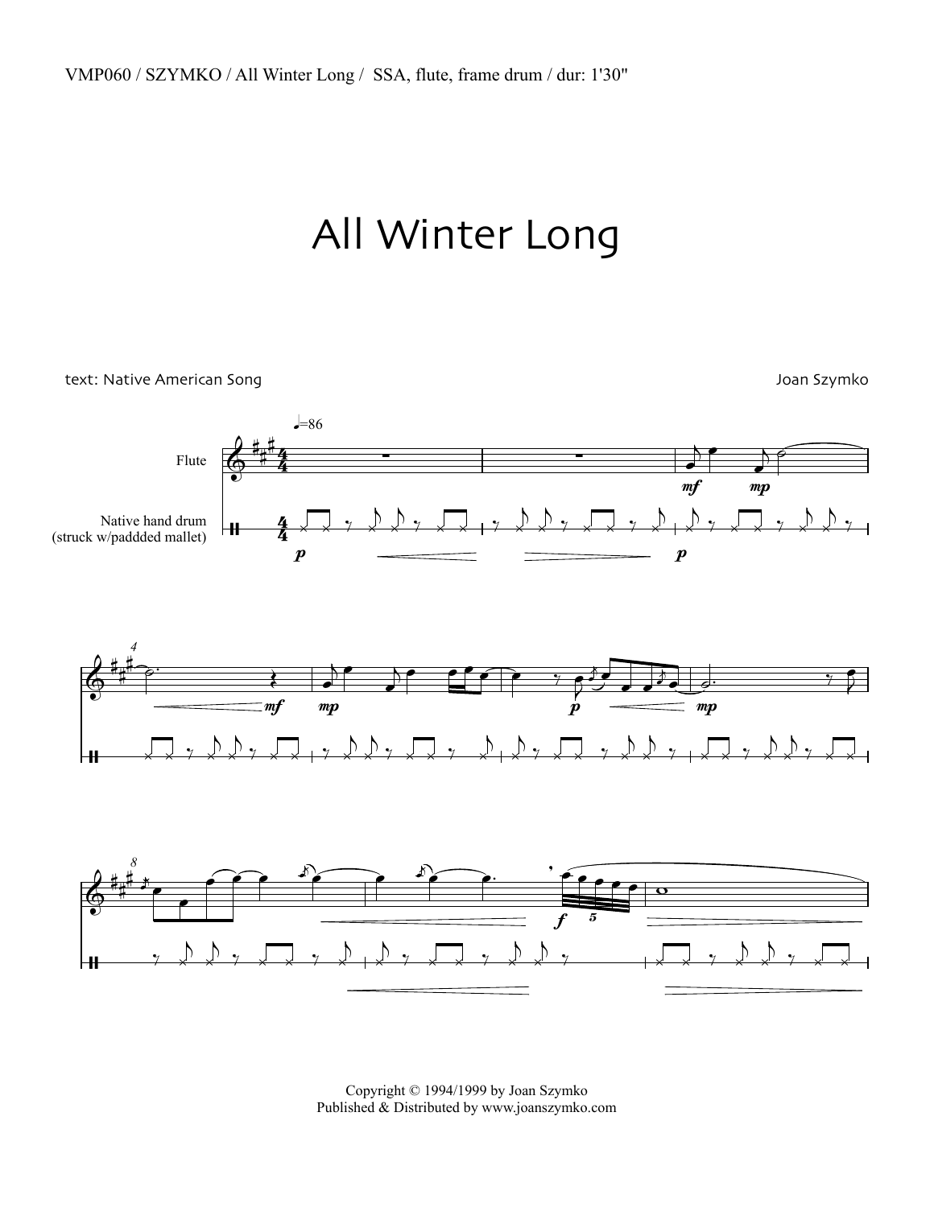VMP060 / SZYMKO / All Winter Long / SSA, flute, frame drum / dur: 1'30"

# All Winter Long

text: Native American Song

Joan Szymko

Copyright © 1994/1999 by Joan Szymko
Published & Distributed by www.joanszymko.com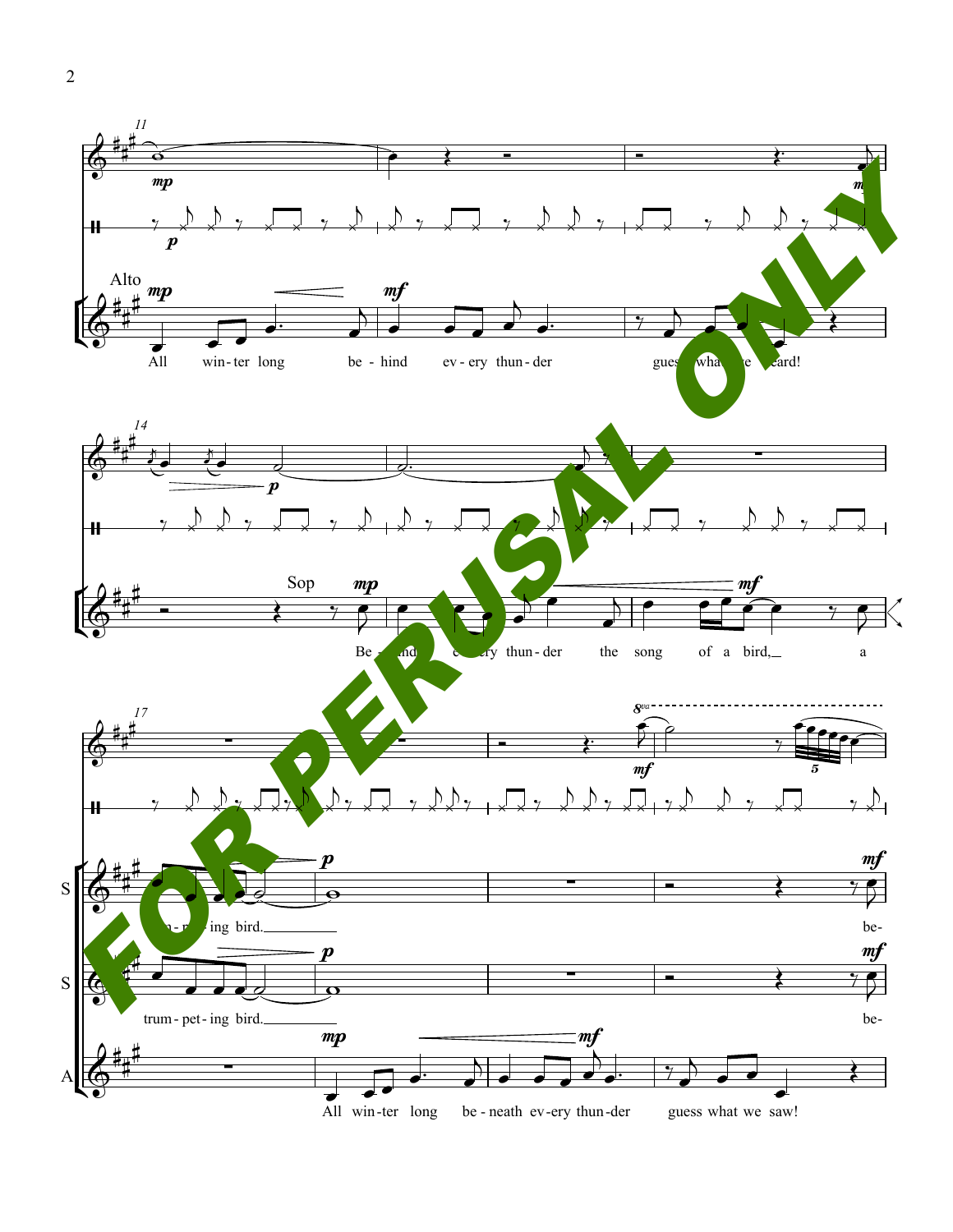Alto

All win-ter long be-hind ev-ery thun-der guess what we heard!

Sop

Be-hind ev-ery thun-der the song of a bird, a

trum-pet-ing bird.

trum-pet-ing bird.

be-

be-

All win-ter long be-neath ev-ery thun-der guess what we saw!

FOR PERUSAL ONLY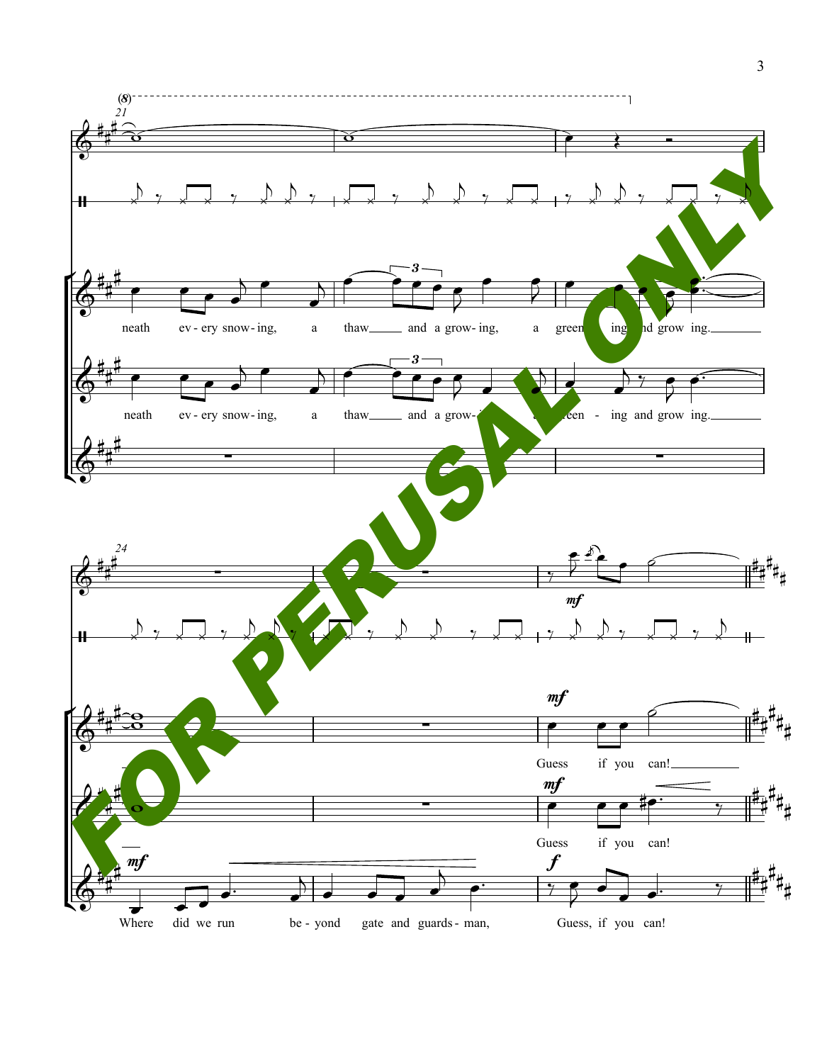(8)

21

neath ev - ery snow - ing, a thaw and a grow - ing, a green - ing and grow ing.

neath ev - ery snow - ing, a thaw and a grow - ing, a green - ing and grow ing.

24

*mf*

*mf*

Guess if you can!

*mf*

Guess if you can!

*mf*

Where did we run be - yond gate and guards - man,

*f*

Guess, if you can!

FOR PERUSAL ONLY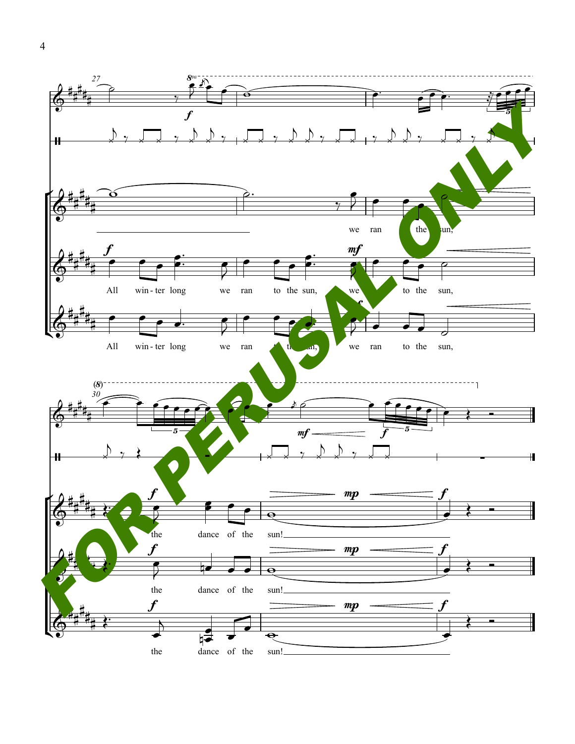FOR PERUSAL ONLY

All win - ter long we ran to the sun, we ran to the sun,

we ran to the sun,

the dance of the sun!